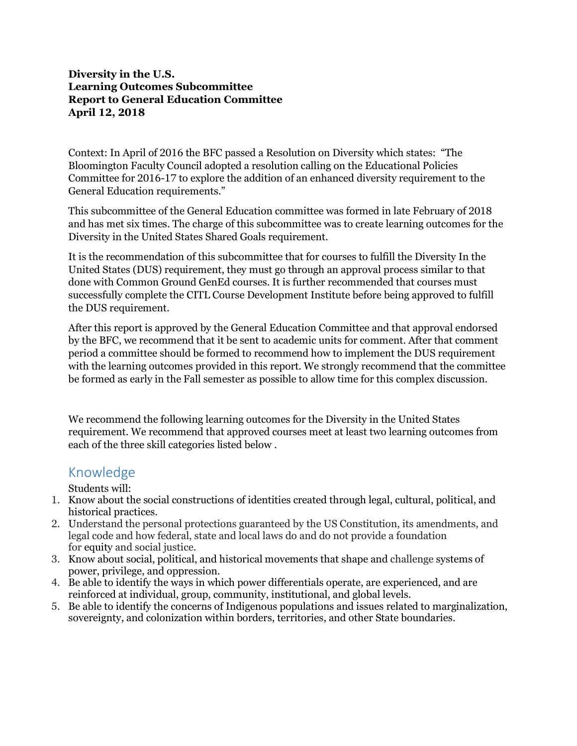**Diversity in the U.S.**
**Learning Outcomes Subcommittee**
**Report to General Education Committee**
**April 12, 2018**

Context: In April of 2016 the BFC passed a Resolution on Diversity which states: "The Bloomington Faculty Council adopted a resolution calling on the Educational Policies Committee for 2016-17 to explore the addition of an enhanced diversity requirement to the General Education requirements."

This subcommittee of the General Education committee was formed in late February of 2018 and has met six times. The charge of this subcommittee was to create learning outcomes for the Diversity in the United States Shared Goals requirement.

It is the recommendation of this subcommittee that for courses to fulfill the Diversity In the United States (DUS) requirement, they must go through an approval process similar to that done with Common Ground GenEd courses. It is further recommended that courses must successfully complete the CITL Course Development Institute before being approved to fulfill the DUS requirement.

After this report is approved by the General Education Committee and that approval endorsed by the BFC, we recommend that it be sent to academic units for comment. After that comment period a committee should be formed to recommend how to implement the DUS requirement with the learning outcomes provided in this report. We strongly recommend that the committee be formed as early in the Fall semester as possible to allow time for this complex discussion.

We recommend the following learning outcomes for the Diversity in the United States requirement. We recommend that approved courses meet at least two learning outcomes from each of the three skill categories listed below .

## Knowledge

Students will:

1. Know about the social constructions of identities created through legal, cultural, political, and historical practices.
2. Understand the personal protections guaranteed by the US Constitution, its amendments, and legal code and how federal, state and local laws do and do not provide a foundation for equity and social justice.
3. Know about social, political, and historical movements that shape and challenge systems of power, privilege, and oppression.
4. Be able to identify the ways in which power differentials operate, are experienced, and are reinforced at individual, group, community, institutional, and global levels.
5. Be able to identify the concerns of Indigenous populations and issues related to marginalization, sovereignty, and colonization within borders, territories, and other State boundaries.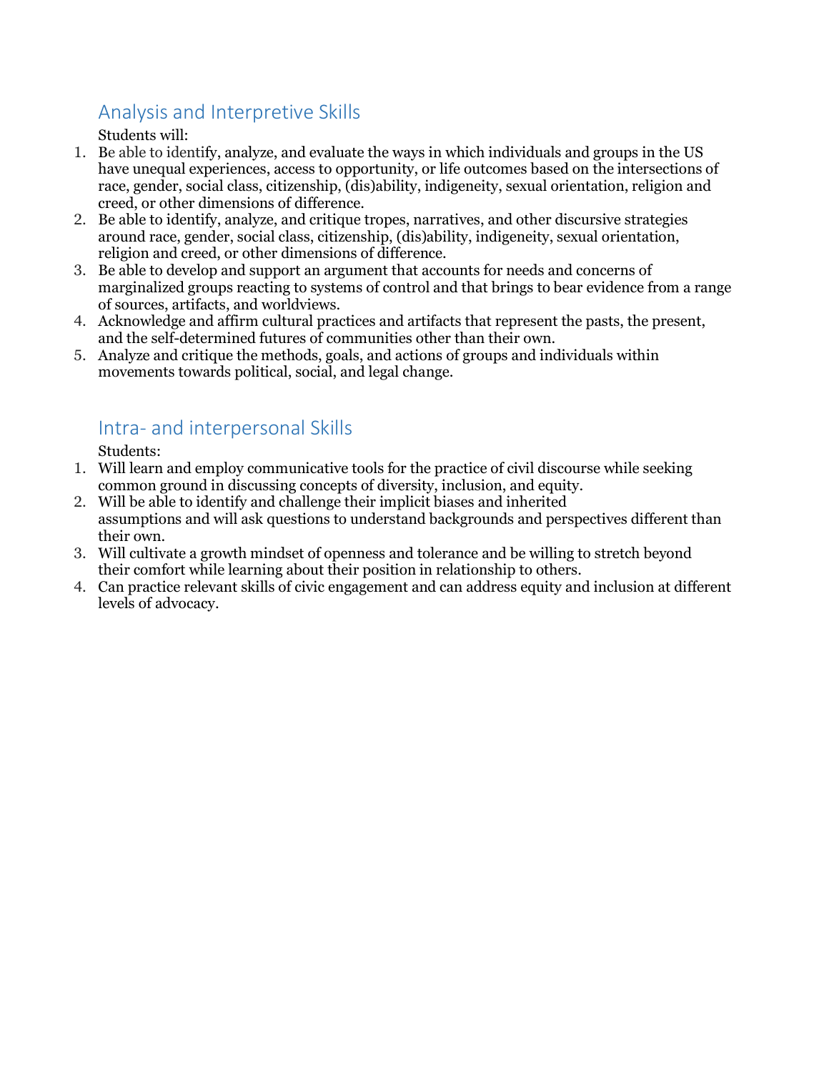## Analysis and Interpretive Skills

Students will:

1. Be able to identify, analyze, and evaluate the ways in which individuals and groups in the US have unequal experiences, access to opportunity, or life outcomes based on the intersections of race, gender, social class, citizenship, (dis)ability, indigeneity, sexual orientation, religion and creed, or other dimensions of difference.
2. Be able to identify, analyze, and critique tropes, narratives, and other discursive strategies around race, gender, social class, citizenship, (dis)ability, indigeneity, sexual orientation, religion and creed, or other dimensions of difference.
3. Be able to develop and support an argument that accounts for needs and concerns of marginalized groups reacting to systems of control and that brings to bear evidence from a range of sources, artifacts, and worldviews.
4. Acknowledge and affirm cultural practices and artifacts that represent the pasts, the present, and the self-determined futures of communities other than their own.
5. Analyze and critique the methods, goals, and actions of groups and individuals within movements towards political, social, and legal change.

## Intra- and interpersonal Skills

Students:

1. Will learn and employ communicative tools for the practice of civil discourse while seeking common ground in discussing concepts of diversity, inclusion, and equity.
2. Will be able to identify and challenge their implicit biases and inherited assumptions and will ask questions to understand backgrounds and perspectives different than their own.
3. Will cultivate a growth mindset of openness and tolerance and be willing to stretch beyond their comfort while learning about their position in relationship to others.
4. Can practice relevant skills of civic engagement and can address equity and inclusion at different levels of advocacy.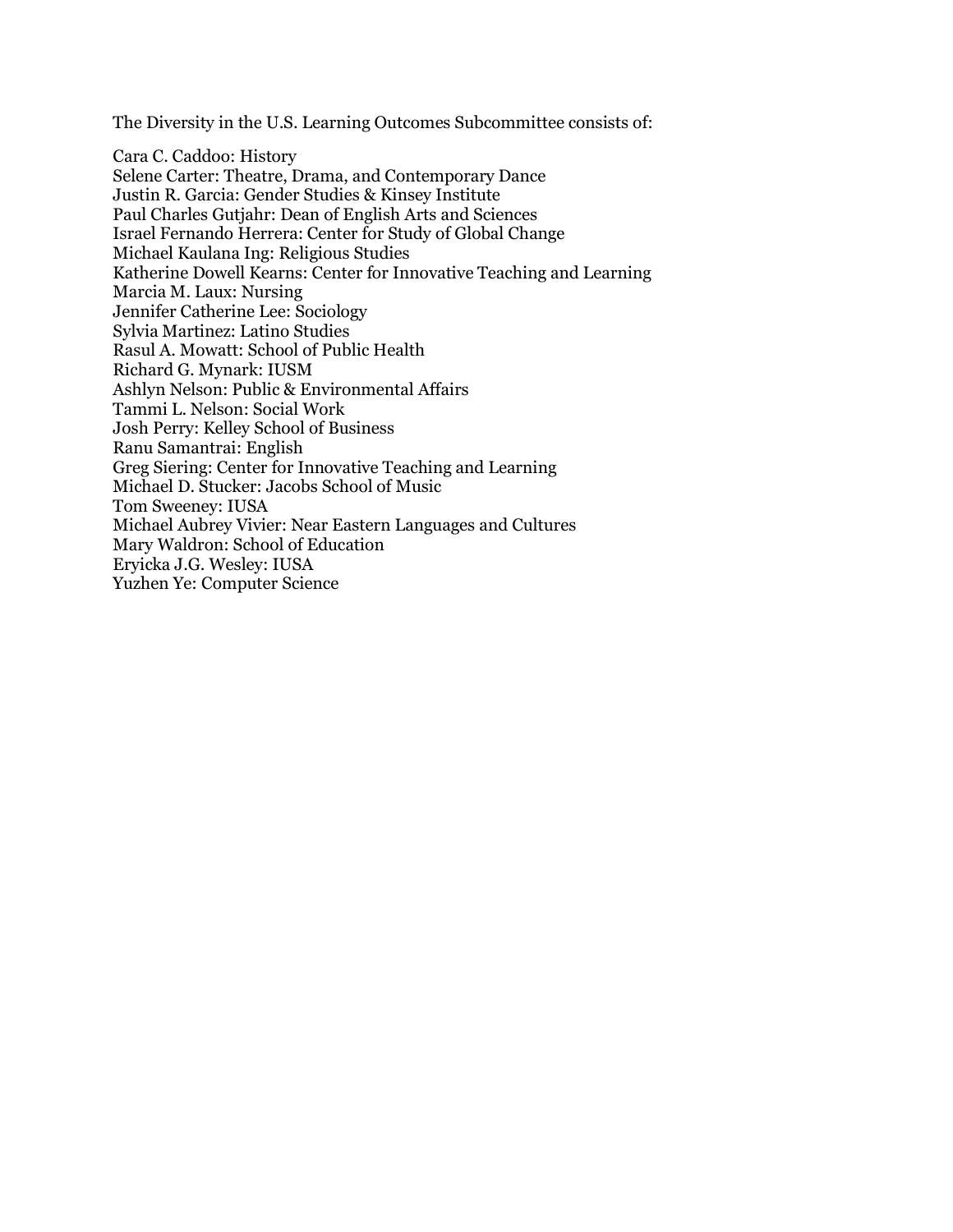The Diversity in the U.S. Learning Outcomes Subcommittee consists of:

Cara C. Caddoo: History
Selene Carter: Theatre, Drama, and Contemporary Dance
Justin R. Garcia: Gender Studies & Kinsey Institute
Paul Charles Gutjahr: Dean of English Arts and Sciences
Israel Fernando Herrera: Center for Study of Global Change
Michael Kaulana Ing: Religious Studies
Katherine Dowell Kearns: Center for Innovative Teaching and Learning
Marcia M. Laux: Nursing
Jennifer Catherine Lee: Sociology
Sylvia Martinez: Latino Studies
Rasul A. Mowatt: School of Public Health
Richard G. Mynark: IUSM
Ashlyn Nelson: Public & Environmental Affairs
Tammi L. Nelson: Social Work
Josh Perry: Kelley School of Business
Ranu Samantrai: English
Greg Siering: Center for Innovative Teaching and Learning
Michael D. Stucker: Jacobs School of Music
Tom Sweeney: IUSA
Michael Aubrey Vivier: Near Eastern Languages and Cultures
Mary Waldron: School of Education
Eryicka J.G. Wesley: IUSA
Yuzhen Ye: Computer Science